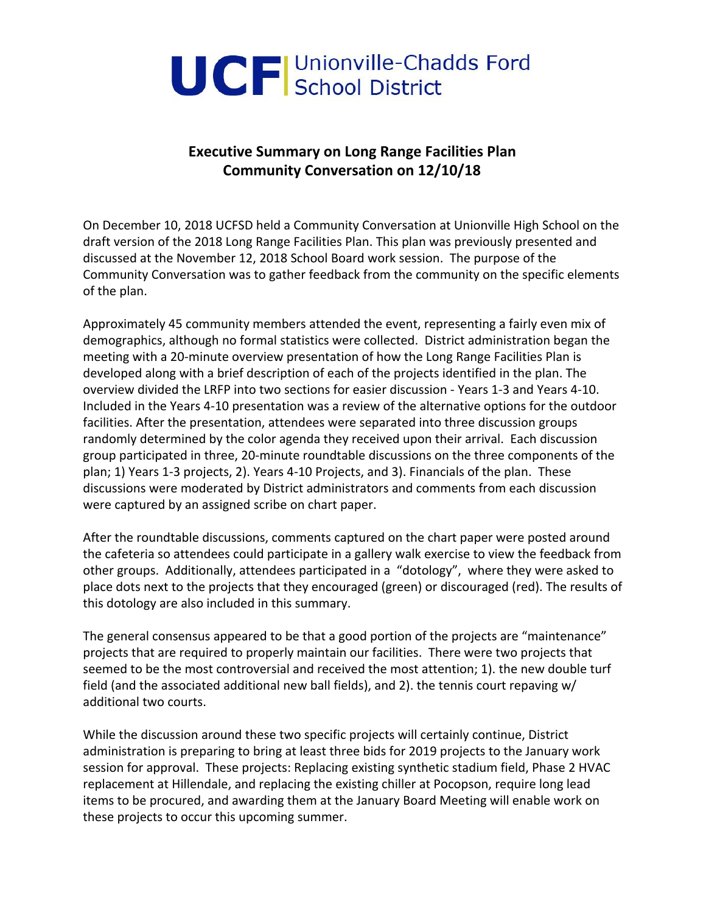# UCF Unionville-Chadds Ford School District

## Executive Summary on Long Range Facilities Plan
## Community Conversation on 12/10/18

On December 10, 2018 UCFSD held a Community Conversation at Unionville High School on the draft version of the 2018 Long Range Facilities Plan. This plan was previously presented and discussed at the November 12, 2018 School Board work session. The purpose of the Community Conversation was to gather feedback from the community on the specific elements of the plan.

Approximately 45 community members attended the event, representing a fairly even mix of demographics, although no formal statistics were collected. District administration began the meeting with a 20-minute overview presentation of how the Long Range Facilities Plan is developed along with a brief description of each of the projects identified in the plan. The overview divided the LRFP into two sections for easier discussion - Years 1-3 and Years 4-10. Included in the Years 4-10 presentation was a review of the alternative options for the outdoor facilities. After the presentation, attendees were separated into three discussion groups randomly determined by the color agenda they received upon their arrival. Each discussion group participated in three, 20-minute roundtable discussions on the three components of the plan; 1) Years 1-3 projects, 2). Years 4-10 Projects, and 3). Financials of the plan. These discussions were moderated by District administrators and comments from each discussion were captured by an assigned scribe on chart paper.

After the roundtable discussions, comments captured on the chart paper were posted around the cafeteria so attendees could participate in a gallery walk exercise to view the feedback from other groups. Additionally, attendees participated in a "dotology", where they were asked to place dots next to the projects that they encouraged (green) or discouraged (red). The results of this dotology are also included in this summary.

The general consensus appeared to be that a good portion of the projects are "maintenance" projects that are required to properly maintain our facilities. There were two projects that seemed to be the most controversial and received the most attention; 1). the new double turf field (and the associated additional new ball fields), and 2). the tennis court repaving w/ additional two courts.

While the discussion around these two specific projects will certainly continue, District administration is preparing to bring at least three bids for 2019 projects to the January work session for approval. These projects: Replacing existing synthetic stadium field, Phase 2 HVAC replacement at Hillendale, and replacing the existing chiller at Pocopson, require long lead items to be procured, and awarding them at the January Board Meeting will enable work on these projects to occur this upcoming summer.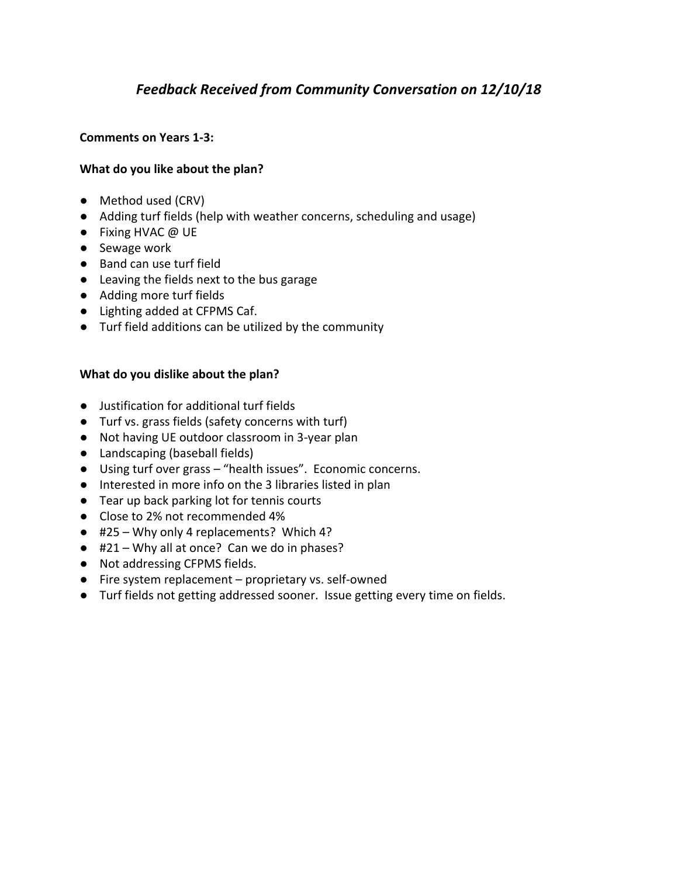# *Feedback Received from Community Conversation on 12/10/18*

**Comments on Years 1-3:**

**What do you like about the plan?**

- Method used (CRV)
- Adding turf fields (help with weather concerns, scheduling and usage)
- Fixing HVAC @ UE
- Sewage work
- Band can use turf field
- Leaving the fields next to the bus garage
- Adding more turf fields
- Lighting added at CFPMS Caf.
- Turf field additions can be utilized by the community

**What do you dislike about the plan?**

- Justification for additional turf fields
- Turf vs. grass fields (safety concerns with turf)
- Not having UE outdoor classroom in 3-year plan
- Landscaping (baseball fields)
- Using turf over grass – "health issues". Economic concerns.
- Interested in more info on the 3 libraries listed in plan
- Tear up back parking lot for tennis courts
- Close to 2% not recommended 4%
- #25 – Why only 4 replacements? Which 4?
- #21 – Why all at once? Can we do in phases?
- Not addressing CFPMS fields.
- Fire system replacement – proprietary vs. self-owned
- Turf fields not getting addressed sooner. Issue getting every time on fields.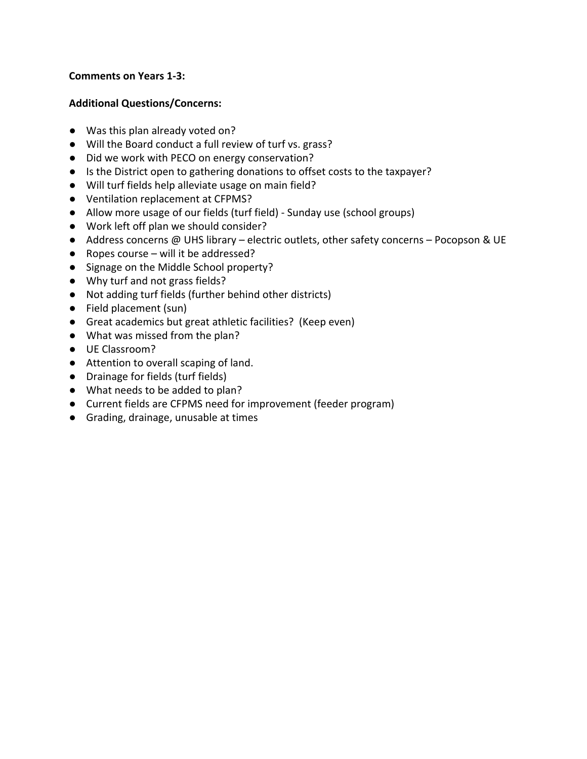**Comments on Years 1-3:**

**Additional Questions/Concerns:**

- Was this plan already voted on?
- Will the Board conduct a full review of turf vs. grass?
- Did we work with PECO on energy conservation?
- Is the District open to gathering donations to offset costs to the taxpayer?
- Will turf fields help alleviate usage on main field?
- Ventilation replacement at CFPMS?
- Allow more usage of our fields (turf field) - Sunday use (school groups)
- Work left off plan we should consider?
- Address concerns @ UHS library – electric outlets, other safety concerns – Pocopson & UE
- Ropes course – will it be addressed?
- Signage on the Middle School property?
- Why turf and not grass fields?
- Not adding turf fields (further behind other districts)
- Field placement (sun)
- Great academics but great athletic facilities? (Keep even)
- What was missed from the plan?
- UE Classroom?
- Attention to overall scaping of land.
- Drainage for fields (turf fields)
- What needs to be added to plan?
- Current fields are CFPMS need for improvement (feeder program)
- Grading, drainage, unusable at times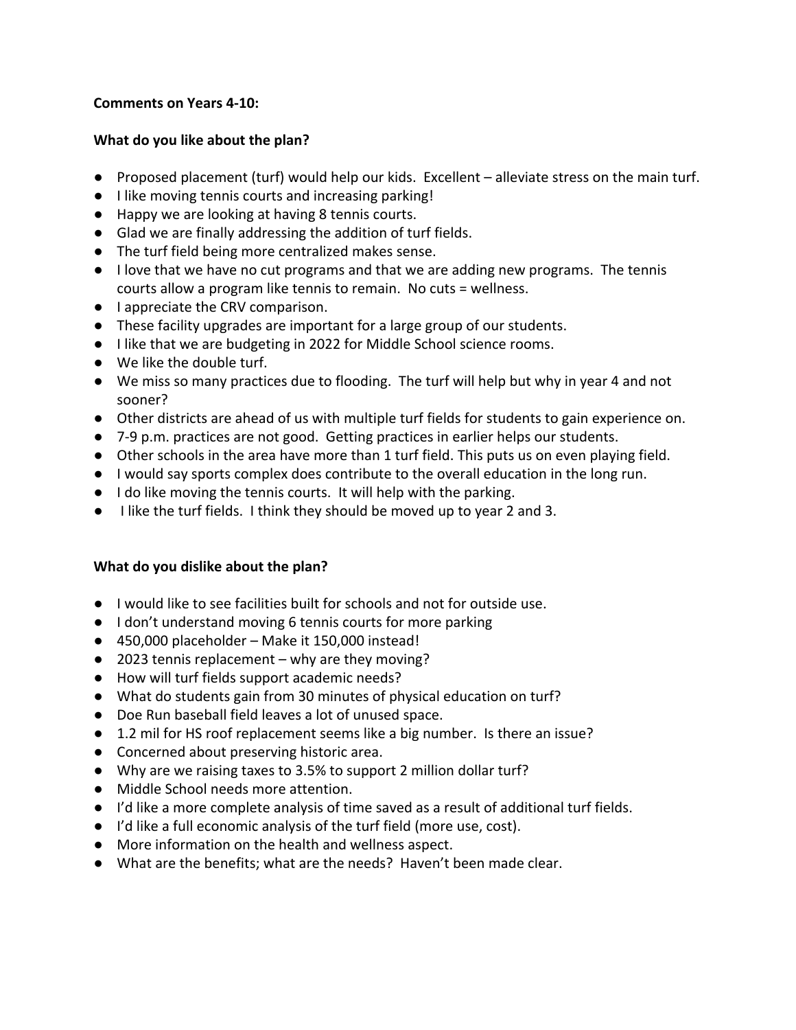**Comments on Years 4-10:**

**What do you like about the plan?**

- Proposed placement (turf) would help our kids. Excellent – alleviate stress on the main turf.
- I like moving tennis courts and increasing parking!
- Happy we are looking at having 8 tennis courts.
- Glad we are finally addressing the addition of turf fields.
- The turf field being more centralized makes sense.
- I love that we have no cut programs and that we are adding new programs. The tennis courts allow a program like tennis to remain. No cuts = wellness.
- I appreciate the CRV comparison.
- These facility upgrades are important for a large group of our students.
- I like that we are budgeting in 2022 for Middle School science rooms.
- We like the double turf.
- We miss so many practices due to flooding. The turf will help but why in year 4 and not sooner?
- Other districts are ahead of us with multiple turf fields for students to gain experience on.
- 7-9 p.m. practices are not good. Getting practices in earlier helps our students.
- Other schools in the area have more than 1 turf field. This puts us on even playing field.
- I would say sports complex does contribute to the overall education in the long run.
- I do like moving the tennis courts. It will help with the parking.
- I like the turf fields. I think they should be moved up to year 2 and 3.

**What do you dislike about the plan?**

- I would like to see facilities built for schools and not for outside use.
- I don't understand moving 6 tennis courts for more parking
- 450,000 placeholder – Make it 150,000 instead!
- 2023 tennis replacement – why are they moving?
- How will turf fields support academic needs?
- What do students gain from 30 minutes of physical education on turf?
- Doe Run baseball field leaves a lot of unused space.
- 1.2 mil for HS roof replacement seems like a big number. Is there an issue?
- Concerned about preserving historic area.
- Why are we raising taxes to 3.5% to support 2 million dollar turf?
- Middle School needs more attention.
- I'd like a more complete analysis of time saved as a result of additional turf fields.
- I'd like a full economic analysis of the turf field (more use, cost).
- More information on the health and wellness aspect.
- What are the benefits; what are the needs? Haven't been made clear.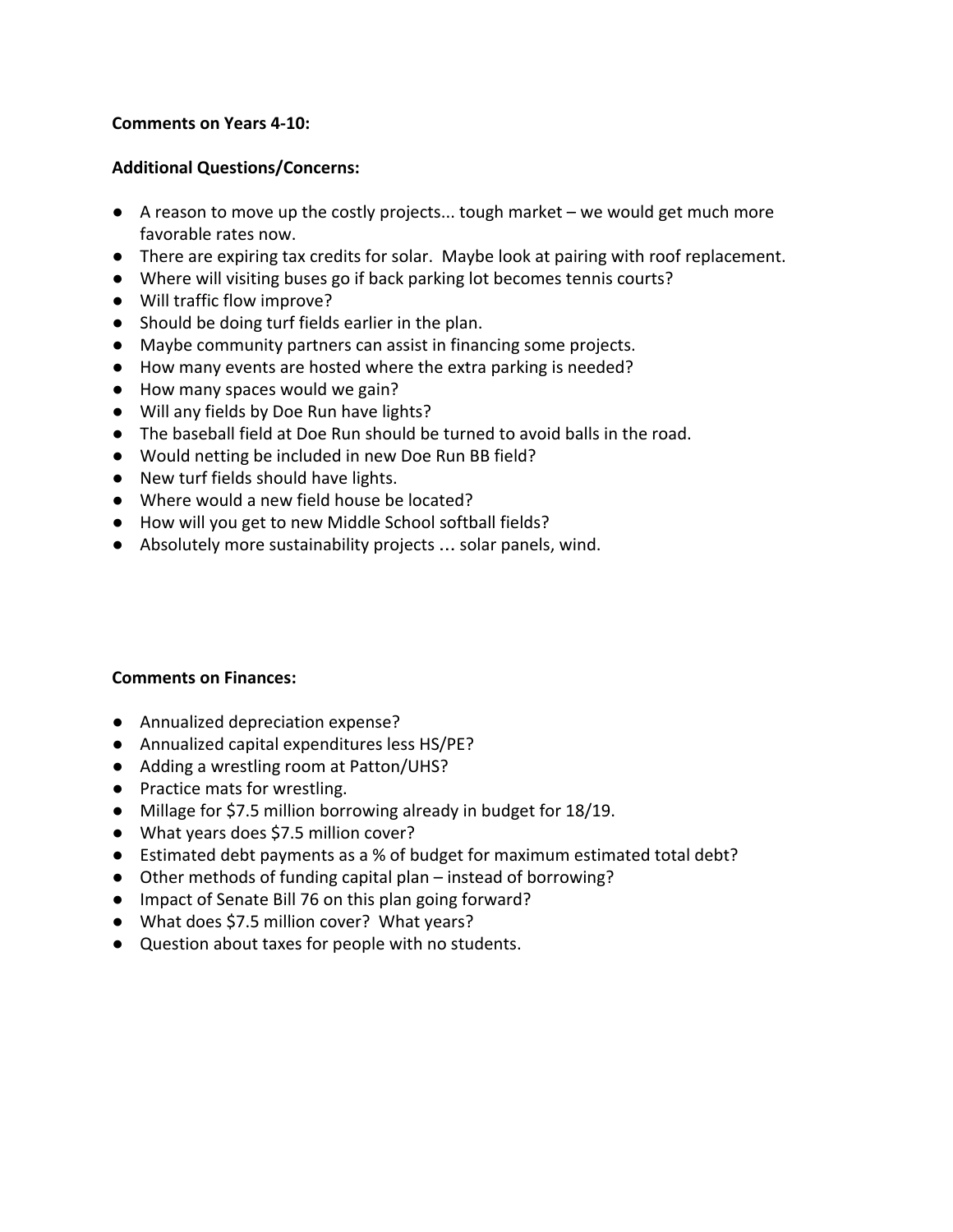**Comments on Years 4-10:**

**Additional Questions/Concerns:**

- A reason to move up the costly projects... tough market – we would get much more favorable rates now.
- There are expiring tax credits for solar. Maybe look at pairing with roof replacement.
- Where will visiting buses go if back parking lot becomes tennis courts?
- Will traffic flow improve?
- Should be doing turf fields earlier in the plan.
- Maybe community partners can assist in financing some projects.
- How many events are hosted where the extra parking is needed?
- How many spaces would we gain?
- Will any fields by Doe Run have lights?
- The baseball field at Doe Run should be turned to avoid balls in the road.
- Would netting be included in new Doe Run BB field?
- New turf fields should have lights.
- Where would a new field house be located?
- How will you get to new Middle School softball fields?
- Absolutely more sustainability projects ... solar panels, wind.

**Comments on Finances:**

- Annualized depreciation expense?
- Annualized capital expenditures less HS/PE?
- Adding a wrestling room at Patton/UHS?
- Practice mats for wrestling.
- Millage for $7.5 million borrowing already in budget for 18/19.
- What years does $7.5 million cover?
- Estimated debt payments as a % of budget for maximum estimated total debt?
- Other methods of funding capital plan – instead of borrowing?
- Impact of Senate Bill 76 on this plan going forward?
- What does $7.5 million cover? What years?
- Question about taxes for people with no students.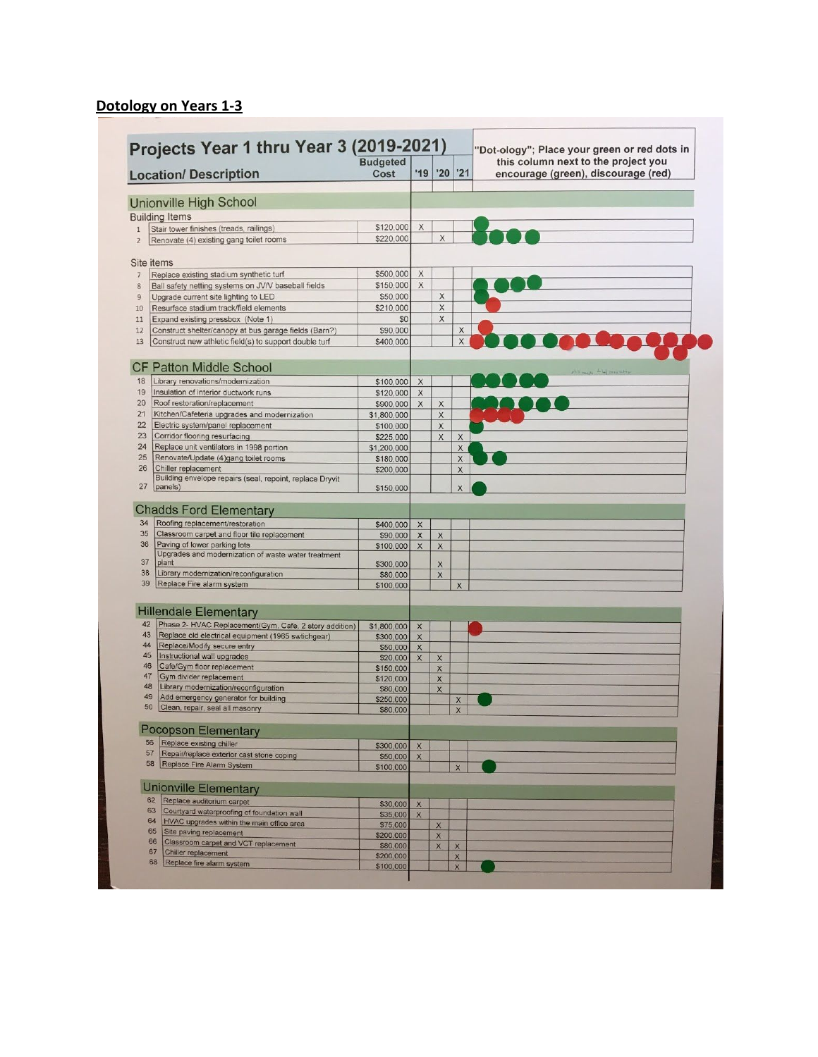## Dotology on Years 1-3

| | Projects Year 1 thru Year 3 (2019-2021) Location/ Description | Budgeted Cost | '19 | '20 | '21 | "Dot-ology"; Place your green or red dots in this column next to the project you encourage (green), discourage (red) |
|---|---|---|---|---|---|---|
| | **Unionville High School** | | | | | |
| | Building Items | | | | | |
| 1 | Stair tower finishes (treads, railings) | $120,000 | X | | | |
| 2 | Renovate (4) existing gang toilet rooms | $220,000 | | X | | |
| | Site items | | | | | |
| 7 | Replace existing stadium synthetic turf | $500,000 | X | | | |
| 8 | Ball safety netting systems on JV/V baseball fields | $150,000 | X | | | |
| 9 | Upgrade current site lighting to LED | $50,000 | | X | | |
| 10 | Resurface stadium track/field elements | $210,000 | | X | | |
| 11 | Expand existing pressbox (Note 1) | $0 | | X | | |
| 12 | Construct shelter/canopy at bus garage fields (Barn?) | $90,000 | | | X | |
| 13 | Construct new athletic field(s) to support double turf | $400,000 | | | X | |
| | **CF Patton Middle School** | | | | | |
| 18 | Library renovations/modernization | $100,000 | X | | | |
| 19 | Insulation of interior ductwork runs | $120,000 | X | | | |
| 20 | Roof restoration/replacement | $900,000 | X | X | | |
| 21 | Kitchen/Cafeteria upgrades and modernization | $1,800,000 | | X | | |
| 22 | Electric system/panel replacement | $100,000 | | X | | |
| 23 | Corridor flooring resurfacing | $225,000 | | X | X | |
| 24 | Replace unit ventilators in 1998 portion | $1,200,000 | | | X | |
| 25 | Renovate/Update (4)gang toilet rooms | $180,000 | | | X | |
| 26 | Chiller replacement | $200,000 | | | X | |
| 27 | Building envelope repairs (seal, repoint, replace Dryvit panels) | $150,000 | | | X | |
| | **Chadds Ford Elementary** | | | | | |
| 34 | Roofing replacement/restoration | $400,000 | X | | | |
| 35 | Classroom carpet and floor tile replacement | $90,000 | X | X | | |
| 36 | Paving of lower parking lots | $100,000 | X | X | | |
| 37 | Upgrades and modernization of waste water treatment plant | $300,000 | | X | | |
| 38 | Library modernization/reconfiguration | $80,000 | | X | | |
| 39 | Replace Fire alarm system | $100,000 | | | X | |
| | **Hillendale Elementary** | | | | | |
| 42 | Phase 2- HVAC Replacement(Gym, Cafe, 2 story addition) | $1,800,000 | X | | | |
| 43 | Replace old electrical equipment (1965 swtichgear) | $300,000 | X | | | |
| 44 | Replace/Modify secure entry | $50,000 | X | | | |
| 45 | Instructional wall upgrades | $20,000 | X | X | | |
| 46 | Cafe/Gym floor replacement | $150,000 | | X | | |
| 47 | Gym divider replacement | $120,000 | | X | | |
| 48 | Library modernization/reconfiguration | $80,000 | | X | | |
| 49 | Add emergency generator for building | $250,000 | | | X | |
| 50 | Clean, repair, seal all masonry | $80,000 | | | X | |
| | **Pocopson Elementary** | | | | | |
| 56 | Replace existing chiller | $300,000 | X | | | |
| 57 | Repair/replace exterior cast stone coping | $50,000 | X | | | |
| 58 | Replace Fire Alarm System | $100,000 | | | X | |
| | **Unionville Elementary** | | | | | |
| 62 | Replace auditorium carpet | $30,000 | X | | | |
| 63 | Courtyard waterproofing of foundation wall | $35,000 | X | | | |
| 64 | HVAC upgrades within the main office area | $75,000 | | X | | |
| 65 | Site paving replacement | $200,000 | | X | | |
| 66 | Classroom carpet and VCT replacement | $80,000 | | X | X | |
| 67 | Chiller replacement | $200,000 | | | X | |
| 68 | Replace fire alarm system | $100,000 | | | X | |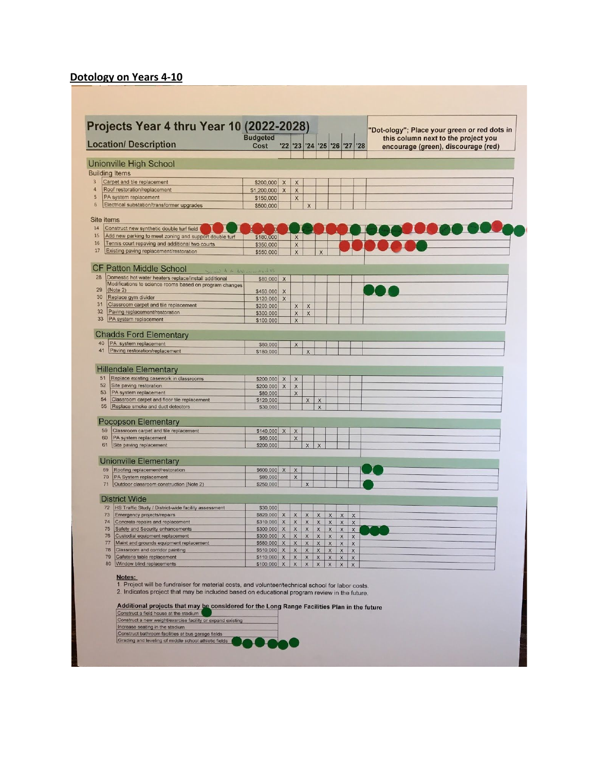## Dotology on Years 4-10

# Projects Year 4 thru Year 10 (2022-2028)

"Dot-ology"; Place your green or red dots in this column next to the project you encourage (green), discourage (red)

| # | Location/ Description | Budgeted Cost | '22 | '23 | '24 | '25 | '26 | '27 | '28 |
|---|---|---|---|---|---|---|---|---|---|
| | **Unionville High School** | | | | | | | | |
| | *Building Items* | | | | | | | | |
| 3 | Carpet and tile replacement | $200,000 | X | X | | | | | |
| 4 | Roof restoration/replacement | $1,200,000 | X | X | | | | | |
| 5 | PA system replacement | $150,000 | | X | | | | | |
| 6 | Electrical substation/transformer upgrades | $500,000 | | | X | | | | |
| | *Site items* | | | | | | | | |
| 14 | Construct new synthetic double turf field | | | | | | | | |
| 15 | Add new parking to meet zoning and support double turf | $180,000 | | X | | | | | |
| 16 | Tennis court repaving and additional two courts | $350,000 | | X | | | | | |
| 17 | Existing paving replacement/restoration | $550,000 | | X | | X | | | |
| | **CF Patton Middle School** | | | | | | | | |
| 28 | Domestic hot water heaters replace/install additional | $80,000 | X | | | | | | |
| 29 | Modifications to science rooms based on program changes (Note 2) | $450,000 | X | | | | | | |
| 30 | Replace gym divider | $120,000 | X | | | | | | |
| 31 | Classroom carpet and tile replacement | $200,000 | | X | X | | | | |
| 32 | Paving replacement/restoration | $300,000 | | X | X | | | | |
| 33 | PA system replacement | $100,000 | | X | | | | | |
| | **Chadds Ford Elementary** | | | | | | | | |
| 40 | PA system replacement | $80,000 | | X | | | | | |
| 41 | Paving restoration/replacement | $180,000 | | | X | | | | |
| | **Hillendale Elementary** | | | | | | | | |
| 51 | Replace existing casework in classrooms | $200,000 | X | X | | | | | |
| 52 | Site paving restoration | $200,000 | X | X | | | | | |
| 53 | PA system replacement | $80,000 | | X | | | | | |
| 54 | Classroom carpet and floor tile replacement | $120,000 | | | X | X | | | |
| 55 | Replace smoke and duct detectors | $30,000 | | | | X | | | |
| | **Pocopson Elementary** | | | | | | | | |
| 59 | Classroom carpet and tile replacement | $140,000 | X | X | | | | | |
| 60 | PA system replacement | $80,000 | | X | | | | | |
| 61 | Site paving replacement | $200,000 | | | X | X | | | |
| | **Unionville Elementary** | | | | | | | | |
| 69 | Roofing replacement/restoration | $600,000 | X | X | | | | | |
| 70 | PA System replacement | $80,000 | | X | | | | | |
| 71 | Outdoor classroom construction (Note 2) | $250,000 | | | X | | | | |
| | **District Wide** | | | | | | | | |
| 72 | HS Traffic Study / District-wide facility assessment | $30,000 | | | | | | | |
| 73 | Emergency projects/repairs | $820,000 | X | X | X | X | X | X | X |
| 74 | Concrete repairs and replacement | $310,000 | X | X | X | X | X | X | X |
| 75 | Safety and Security enhancements | $300,000 | X | X | X | X | X | X | X |
| 76 | Custodial equipment replacement | $300,000 | X | X | X | X | X | X | X |
| 77 | Maint and grounds equipment replacement | $580,000 | X | X | X | X | X | X | X |
| 78 | Classroom and corridor painting | $510,000 | X | X | X | X | X | X | X |
| 79 | Cafeteria table replacement | $110,000 | X | X | X | X | X | X | X |
| 80 | Window blind replacements | $100,000 | X | X | X | X | X | X | X |

**Notes:**

1. Project will be fundraiser for material costs, and volunteer/technical school for labor costs.
2. Indicates project that may be included based on educational program review in the future.

**Additional projects that may be considered for the Long Range Facilities Plan in the future**

- Construct a field house at the stadium
- Construct a new weight/exercise facility or expand existing
- Increase seating in the stadium
- Construct bathroom facilities at bus garage fields
- Grading and leveling of middle school athletic fields